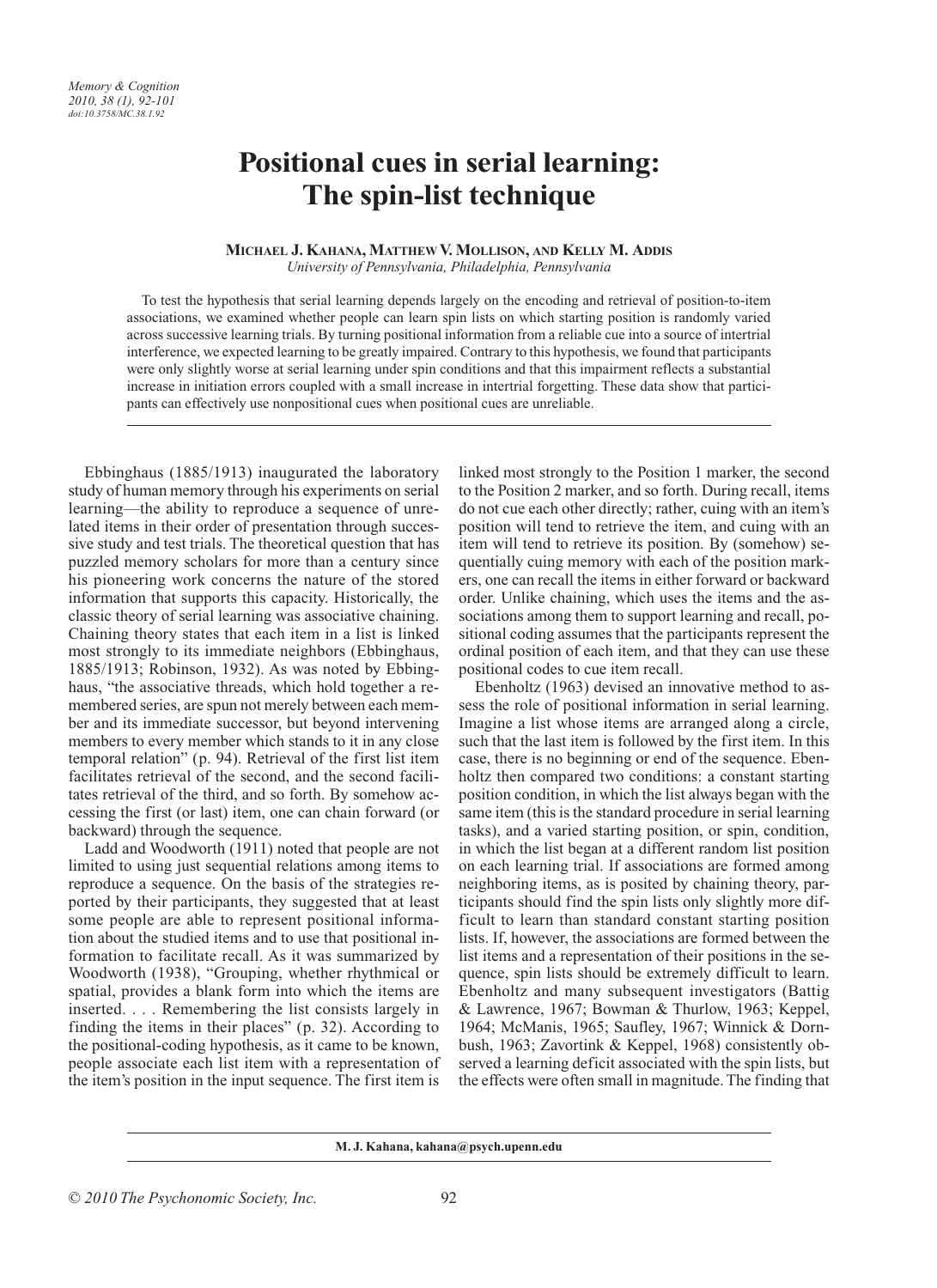# Positional cues in serial learning: The spin-list technique

**Michael J. Kahana, Matthew V. Mollison, and Kelly M. Addis**
*University of Pennsylvania, Philadelphia, Pennsylvania*

To test the hypothesis that serial learning depends largely on the encoding and retrieval of position-to-item associations, we examined whether people can learn spin lists on which starting position is randomly varied across successive learning trials. By turning positional information from a reliable cue into a source of intertrial interference, we expected learning to be greatly impaired. Contrary to this hypothesis, we found that participants were only slightly worse at serial learning under spin conditions and that this impairment reflects a substantial increase in initiation errors coupled with a small increase in intertrial forgetting. These data show that participants can effectively use nonpositional cues when positional cues are unreliable.

Ebbinghaus (1885/1913) inaugurated the laboratory study of human memory through his experiments on serial learning—the ability to reproduce a sequence of unrelated items in their order of presentation through successive study and test trials. The theoretical question that has puzzled memory scholars for more than a century since his pioneering work concerns the nature of the stored information that supports this capacity. Historically, the classic theory of serial learning was associative chaining. Chaining theory states that each item in a list is linked most strongly to its immediate neighbors (Ebbinghaus, 1885/1913; Robinson, 1932). As was noted by Ebbinghaus, "the associative threads, which hold together a remembered series, are spun not merely between each member and its immediate successor, but beyond intervening members to every member which stands to it in any close temporal relation" (p. 94). Retrieval of the first list item facilitates retrieval of the second, and the second facilitates retrieval of the third, and so forth. By somehow accessing the first (or last) item, one can chain forward (or backward) through the sequence.

Ladd and Woodworth (1911) noted that people are not limited to using just sequential relations among items to reproduce a sequence. On the basis of the strategies reported by their participants, they suggested that at least some people are able to represent positional information about the studied items and to use that positional information to facilitate recall. As it was summarized by Woodworth (1938), "Grouping, whether rhythmical or spatial, provides a blank form into which the items are inserted. . . . Remembering the list consists largely in finding the items in their places" (p. 32). According to the positional-coding hypothesis, as it came to be known, people associate each list item with a representation of the item's position in the input sequence. The first item is linked most strongly to the Position 1 marker, the second to the Position 2 marker, and so forth. During recall, items do not cue each other directly; rather, cuing with an item's position will tend to retrieve the item, and cuing with an item will tend to retrieve its position. By (somehow) sequentially cuing memory with each of the position markers, one can recall the items in either forward or backward order. Unlike chaining, which uses the items and the associations among them to support learning and recall, positional coding assumes that the participants represent the ordinal position of each item, and that they can use these positional codes to cue item recall.

Ebenholtz (1963) devised an innovative method to assess the role of positional information in serial learning. Imagine a list whose items are arranged along a circle, such that the last item is followed by the first item. In this case, there is no beginning or end of the sequence. Ebenholtz then compared two conditions: a constant starting position condition, in which the list always began with the same item (this is the standard procedure in serial learning tasks), and a varied starting position, or spin, condition, in which the list began at a different random list position on each learning trial. If associations are formed among neighboring items, as is posited by chaining theory, participants should find the spin lists only slightly more difficult to learn than standard constant starting position lists. If, however, the associations are formed between the list items and a representation of their positions in the sequence, spin lists should be extremely difficult to learn. Ebenholtz and many subsequent investigators (Battig & Lawrence, 1967; Bowman & Thurlow, 1963; Keppel, 1964; McManis, 1965; Saufley, 1967; Winnick & Dornbush, 1963; Zavortink & Keppel, 1968) consistently observed a learning deficit associated with the spin lists, but the effects were often small in magnitude. The finding that

**M. J. Kahana, kahana@psych.upenn.edu**

© 2010 The Psychonomic Society, Inc.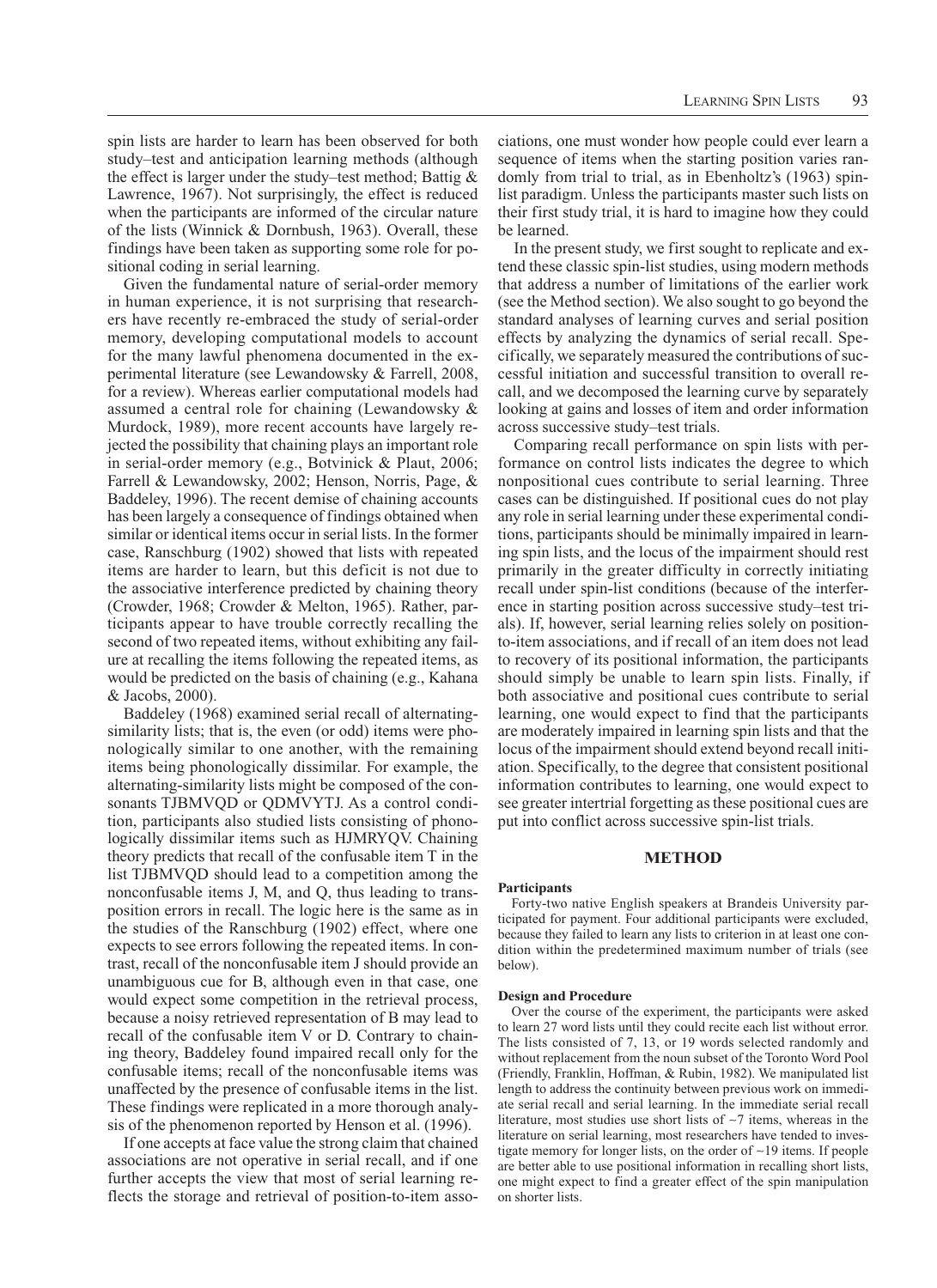spin lists are harder to learn has been observed for both study–test and anticipation learning methods (although the effect is larger under the study–test method; Battig & Lawrence, 1967). Not surprisingly, the effect is reduced when the participants are informed of the circular nature of the lists (Winnick & Dornbush, 1963). Overall, these findings have been taken as supporting some role for positional coding in serial learning.

Given the fundamental nature of serial-order memory in human experience, it is not surprising that researchers have recently re-embraced the study of serial-order memory, developing computational models to account for the many lawful phenomena documented in the experimental literature (see Lewandowsky & Farrell, 2008, for a review). Whereas earlier computational models had assumed a central role for chaining (Lewandowsky & Murdock, 1989), more recent accounts have largely rejected the possibility that chaining plays an important role in serial-order memory (e.g., Botvinick & Plaut, 2006; Farrell & Lewandowsky, 2002; Henson, Norris, Page, & Baddeley, 1996). The recent demise of chaining accounts has been largely a consequence of findings obtained when similar or identical items occur in serial lists. In the former case, Ranschburg (1902) showed that lists with repeated items are harder to learn, but this deficit is not due to the associative interference predicted by chaining theory (Crowder, 1968; Crowder & Melton, 1965). Rather, participants appear to have trouble correctly recalling the second of two repeated items, without exhibiting any failure at recalling the items following the repeated items, as would be predicted on the basis of chaining (e.g., Kahana & Jacobs, 2000).

Baddeley (1968) examined serial recall of alternating-similarity lists; that is, the even (or odd) items were phonologically similar to one another, with the remaining items being phonologically dissimilar. For example, the alternating-similarity lists might be composed of the consonants TJBMVQD or QDMVYTJ. As a control condition, participants also studied lists consisting of phonologically dissimilar items such as HJMRYQV. Chaining theory predicts that recall of the confusable item T in the list TJBMVQD should lead to a competition among the nonconfusable items J, M, and Q, thus leading to transposition errors in recall. The logic here is the same as in the studies of the Ranschburg (1902) effect, where one expects to see errors following the repeated items. In contrast, recall of the nonconfusable item J should provide an unambiguous cue for B, although even in that case, one would expect some competition in the retrieval process, because a noisy retrieved representation of B may lead to recall of the confusable item V or D. Contrary to chaining theory, Baddeley found impaired recall only for the confusable items; recall of the nonconfusable items was unaffected by the presence of confusable items in the list. These findings were replicated in a more thorough analysis of the phenomenon reported by Henson et al. (1996).

If one accepts at face value the strong claim that chained associations are not operative in serial recall, and if one further accepts the view that most of serial learning reflects the storage and retrieval of position-to-item associations, one must wonder how people could ever learn a sequence of items when the starting position varies randomly from trial to trial, as in Ebenholtz's (1963) spin-list paradigm. Unless the participants master such lists on their first study trial, it is hard to imagine how they could be learned.

In the present study, we first sought to replicate and extend these classic spin-list studies, using modern methods that address a number of limitations of the earlier work (see the Method section). We also sought to go beyond the standard analyses of learning curves and serial position effects by analyzing the dynamics of serial recall. Specifically, we separately measured the contributions of successful initiation and successful transition to overall recall, and we decomposed the learning curve by separately looking at gains and losses of item and order information across successive study–test trials.

Comparing recall performance on spin lists with performance on control lists indicates the degree to which nonpositional cues contribute to serial learning. Three cases can be distinguished. If positional cues do not play any role in serial learning under these experimental conditions, participants should be minimally impaired in learning spin lists, and the locus of the impairment should rest primarily in the greater difficulty in correctly initiating recall under spin-list conditions (because of the interference in starting position across successive study–test trials). If, however, serial learning relies solely on position-to-item associations, and if recall of an item does not lead to recovery of its positional information, the participants should simply be unable to learn spin lists. Finally, if both associative and positional cues contribute to serial learning, one would expect to find that the participants are moderately impaired in learning spin lists and that the locus of the impairment should extend beyond recall initiation. Specifically, to the degree that consistent positional information contributes to learning, one would expect to see greater intertrial forgetting as these positional cues are put into conflict across successive spin-list trials.

## METHOD

### Participants

Forty-two native English speakers at Brandeis University participated for payment. Four additional participants were excluded, because they failed to learn any lists to criterion in at least one condition within the predetermined maximum number of trials (see below).

### Design and Procedure

Over the course of the experiment, the participants were asked to learn 27 word lists until they could recite each list without error. The lists consisted of 7, 13, or 19 words selected randomly and without replacement from the noun subset of the Toronto Word Pool (Friendly, Franklin, Hoffman, & Rubin, 1982). We manipulated list length to address the continuity between previous work on immediate serial recall and serial learning. In the immediate serial recall literature, most studies use short lists of ~7 items, whereas in the literature on serial learning, most researchers have tended to investigate memory for longer lists, on the order of ~19 items. If people are better able to use positional information in recalling short lists, one might expect to find a greater effect of the spin manipulation on shorter lists.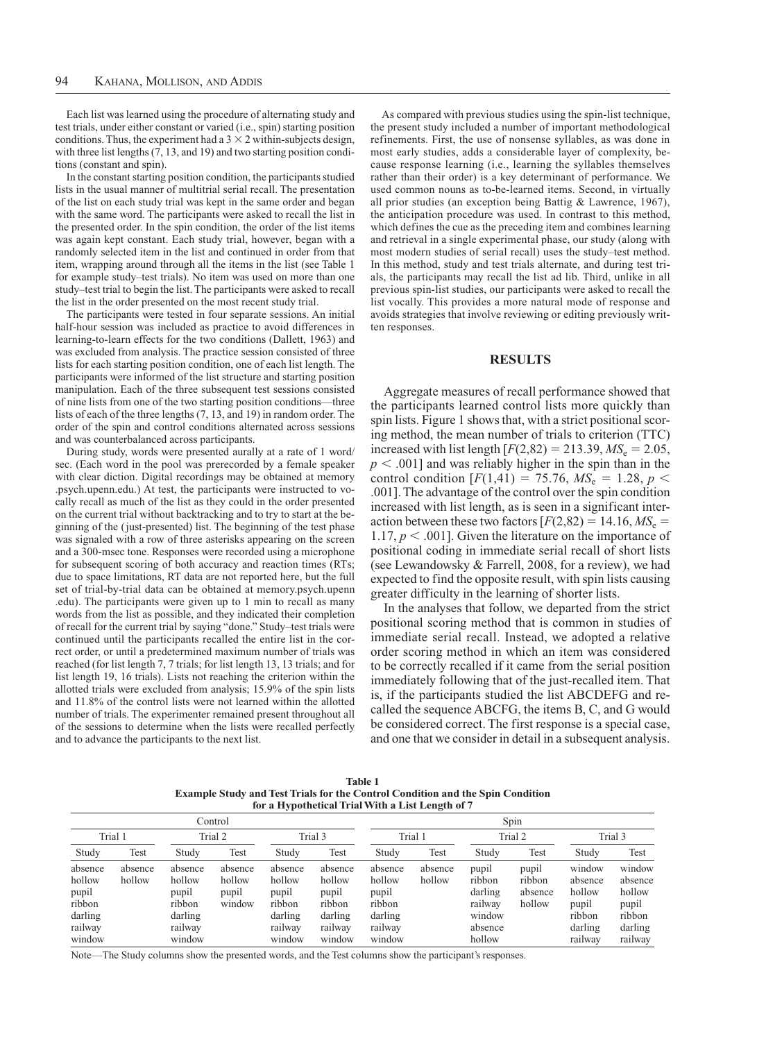Each list was learned using the procedure of alternating study and test trials, under either constant or varied (i.e., spin) starting position conditions. Thus, the experiment had a $3 \times 2$ within-subjects design, with three list lengths (7, 13, and 19) and two starting position conditions (constant and spin).

In the constant starting position condition, the participants studied lists in the usual manner of multitrial serial recall. The presentation of the list on each study trial was kept in the same order and began with the same word. The participants were asked to recall the list in the presented order. In the spin condition, the order of the list items was again kept constant. Each study trial, however, began with a randomly selected item in the list and continued in order from that item, wrapping around through all the items in the list (see Table 1 for example study–test trials). No item was used on more than one study–test trial to begin the list. The participants were asked to recall the list in the order presented on the most recent study trial.

The participants were tested in four separate sessions. An initial half-hour session was included as practice to avoid differences in learning-to-learn effects for the two conditions (Dallett, 1963) and was excluded from analysis. The practice session consisted of three lists for each starting position condition, one of each list length. The participants were informed of the list structure and starting position manipulation. Each of the three subsequent test sessions consisted of nine lists from one of the two starting position conditions—three lists of each of the three lengths (7, 13, and 19) in random order. The order of the spin and control conditions alternated across sessions and was counterbalanced across participants.

During study, words were presented aurally at a rate of 1 word/sec. (Each word in the pool was prerecorded by a female speaker with clear diction. Digital recordings may be obtained at memory.psych.upenn.edu.) At test, the participants were instructed to vocally recall as much of the list as they could in the order presented on the current trial without backtracking and to try to start at the beginning of the (just-presented) list. The beginning of the test phase was signaled with a row of three asterisks appearing on the screen and a 300-msec tone. Responses were recorded using a microphone for subsequent scoring of both accuracy and reaction times (RTs; due to space limitations, RT data are not reported here, but the full set of trial-by-trial data can be obtained at memory.psych.upenn.edu). The participants were given up to 1 min to recall as many words from the list as possible, and they indicated their completion of recall for the current trial by saying "done." Study–test trials were continued until the participants recalled the entire list in the correct order, or until a predetermined maximum number of trials was reached (for list length 7, 7 trials; for list length 13, 13 trials; and for list length 19, 16 trials). Lists not reaching the criterion within the allotted trials were excluded from analysis; 15.9% of the spin lists and 11.8% of the control lists were not learned within the allotted number of trials. The experimenter remained present throughout all of the sessions to determine when the lists were recalled perfectly and to advance the participants to the next list.

As compared with previous studies using the spin-list technique, the present study included a number of important methodological refinements. First, the use of nonsense syllables, as was done in most early studies, adds a considerable layer of complexity, because response learning (i.e., learning the syllables themselves rather than their order) is a key determinant of performance. We used common nouns as to-be-learned items. Second, in virtually all prior studies (an exception being Battig & Lawrence, 1967), the anticipation procedure was used. In contrast to this method, which defines the cue as the preceding item and combines learning and retrieval in a single experimental phase, our study (along with most modern studies of serial recall) uses the study–test method. In this method, study and test trials alternate, and during test trials, the participants may recall the list ad lib. Third, unlike in all previous spin-list studies, our participants were asked to recall the list vocally. This provides a more natural mode of response and avoids strategies that involve reviewing or editing previously written responses.

## RESULTS

Aggregate measures of recall performance showed that the participants learned control lists more quickly than spin lists. Figure 1 shows that, with a strict positional scoring method, the mean number of trials to criterion (TTC) increased with list length [$F(2,82) = 213.39$, $MS_e = 2.05$, $p < .001$] and was reliably higher in the spin than in the control condition [$F(1,41) = 75.76$, $MS_e = 1.28$, $p < .001$]. The advantage of the control over the spin condition increased with list length, as is seen in a significant interaction between these two factors [$F(2,82) = 14.16$, $MS_e = 1.17$, $p < .001$]. Given the literature on the importance of positional coding in immediate serial recall of short lists (see Lewandowsky & Farrell, 2008, for a review), we had expected to find the opposite result, with spin lists causing greater difficulty in the learning of shorter lists.

In the analyses that follow, we departed from the strict positional scoring method that is common in studies of immediate serial recall. Instead, we adopted a relative order scoring method in which an item was considered to be correctly recalled if it came from the serial position immediately following that of the just-recalled item. That is, if the participants studied the list ABCDEFG and recalled the sequence ABCFG, the items B, C, and G would be considered correct. The first response is a special case, and one that we consider in detail in a subsequent analysis.

**Table 1**
**Example Study and Test Trials for the Control Condition and the Spin Condition for a Hypothetical Trial With a List Length of 7**

| Control | | | | | | Spin | | | | | |
|---|---|---|---|---|---|---|---|---|---|---|---|
| Trial 1 | | Trial 2 | | Trial 3 | | Trial 1 | | Trial 2 | | Trial 3 | |
| Study | Test | Study | Test | Study | Test | Study | Test | Study | Test | Study | Test |
| absence | absence | absence | absence | absence | absence | absence | absence | pupil | pupil | window | window |
| hollow | hollow | hollow | hollow | hollow | hollow | hollow | hollow | ribbon | ribbon | absence | absence |
| pupil | | pupil | pupil | pupil | pupil | pupil | | darling | absence | hollow | hollow |
| ribbon | | ribbon | window | ribbon | ribbon | ribbon | | railway | hollow | pupil | pupil |
| darling | | darling | | darling | darling | darling | | window | | ribbon | ribbon |
| railway | | railway | | railway | railway | railway | | absence | | darling | darling |
| window | | window | | window | window | window | | hollow | | railway | railway |

Note—The Study columns show the presented words, and the Test columns show the participant's responses.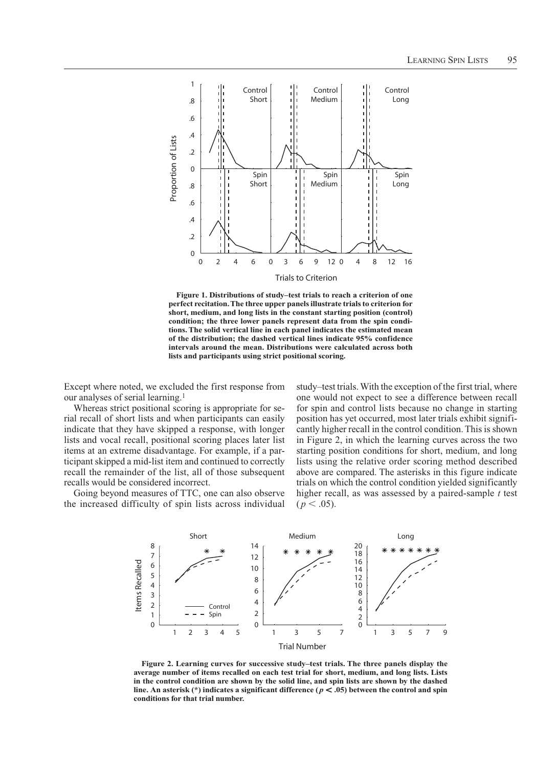**Figure 1. Distributions of study–test trials to reach a criterion of one perfect recitation. The three upper panels illustrate trials to criterion for short, medium, and long lists in the constant starting position (control) condition; the three lower panels represent data from the spin conditions. The solid vertical line in each panel indicates the estimated mean of the distribution; the dashed vertical lines indicate 95% confidence intervals around the mean. Distributions were calculated across both lists and participants using strict positional scoring.**

Except where noted, we excluded the first response from our analyses of serial learning.[1]

Whereas strict positional scoring is appropriate for serial recall of short lists and when participants can easily indicate that they have skipped a response, with longer lists and vocal recall, positional scoring places later list items at an extreme disadvantage. For example, if a participant skipped a mid-list item and continued to correctly recall the remainder of the list, all of those subsequent recalls would be considered incorrect.

Going beyond measures of TTC, one can also observe the increased difficulty of spin lists across individual study–test trials. With the exception of the first trial, where one would not expect to see a difference between recall for spin and control lists because no change in starting position has yet occurred, most later trials exhibit significantly higher recall in the control condition. This is shown in Figure 2, in which the learning curves across the two starting position conditions for short, medium, and long lists using the relative order scoring method described above are compared. The asterisks in this figure indicate trials on which the control condition yielded significantly higher recall, as was assessed by a paired-sample *t* test ($p < .05$).

**Figure 2. Learning curves for successive study–test trials. The three panels display the average number of items recalled on each test trial for short, medium, and long lists. Lists in the control condition are shown by the solid line, and spin lists are shown by the dashed line. An asterisk (*) indicates a significant difference ($p < .05$) between the control and spin conditions for that trial number.**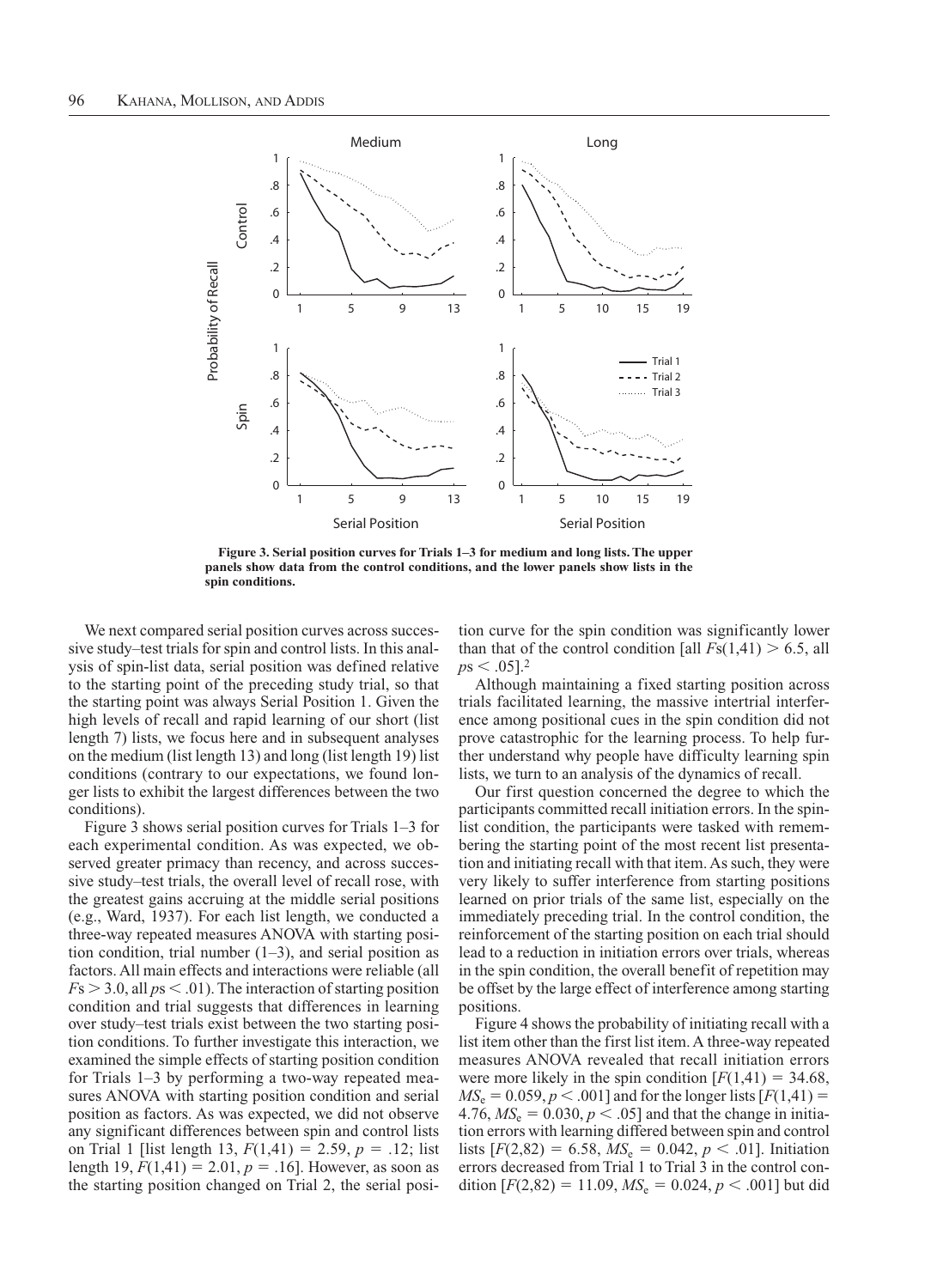Figure 3. Serial position curves for Trials 1–3 for medium and long lists. The upper panels show data from the control conditions, and the lower panels show lists in the spin conditions.

We next compared serial position curves across successive study–test trials for spin and control lists. In this analysis of spin-list data, serial position was defined relative to the starting point of the preceding study trial, so that the starting point was always Serial Position 1. Given the high levels of recall and rapid learning of our short (list length 7) lists, we focus here and in subsequent analyses on the medium (list length 13) and long (list length 19) list conditions (contrary to our expectations, we found longer lists to exhibit the largest differences between the two conditions).

Figure 3 shows serial position curves for Trials 1–3 for each experimental condition. As was expected, we observed greater primacy than recency, and across successive study–test trials, the overall level of recall rose, with the greatest gains accruing at the middle serial positions (e.g., Ward, 1937). For each list length, we conducted a three-way repeated measures ANOVA with starting position condition, trial number (1–3), and serial position as factors. All main effects and interactions were reliable (all $F$s $> 3.0$, all $p$s $< .01$). The interaction of starting position condition and trial suggests that differences in learning over study–test trials exist between the two starting position conditions. To further investigate this interaction, we examined the simple effects of starting position condition for Trials 1–3 by performing a two-way repeated measures ANOVA with starting position condition and serial position as factors. As was expected, we did not observe any significant differences between spin and control lists on Trial 1 [list length 13, $F(1,41) = 2.59$, $p = .12$; list length 19, $F(1,41) = 2.01$, $p = .16$]. However, as soon as the starting position changed on Trial 2, the serial position curve for the spin condition was significantly lower than that of the control condition [all $F$s$(1,41) > 6.5$, all $p$s $< .05$].[2]

Although maintaining a fixed starting position across trials facilitated learning, the massive intertrial interference among positional cues in the spin condition did not prove catastrophic for the learning process. To help further understand why people have difficulty learning spin lists, we turn to an analysis of the dynamics of recall.

Our first question concerned the degree to which the participants committed recall initiation errors. In the spin-list condition, the participants were tasked with remembering the starting point of the most recent list presentation and initiating recall with that item. As such, they were very likely to suffer interference from starting positions learned on prior trials of the same list, especially on the immediately preceding trial. In the control condition, the reinforcement of the starting position on each trial should lead to a reduction in initiation errors over trials, whereas in the spin condition, the overall benefit of repetition may be offset by the large effect of interference among starting positions.

Figure 4 shows the probability of initiating recall with a list item other than the first list item. A three-way repeated measures ANOVA revealed that recall initiation errors were more likely in the spin condition [$F(1,41) = 34.68$, $MS_e = 0.059$, $p < .001$] and for the longer lists [$F(1,41) = 4.76$, $MS_e = 0.030$, $p < .05$] and that the change in initiation errors with learning differed between spin and control lists [$F(2,82) = 6.58$, $MS_e = 0.042$, $p < .01$]. Initiation errors decreased from Trial 1 to Trial 3 in the control condition [$F(2,82) = 11.09$, $MS_e = 0.024$, $p < .001$] but did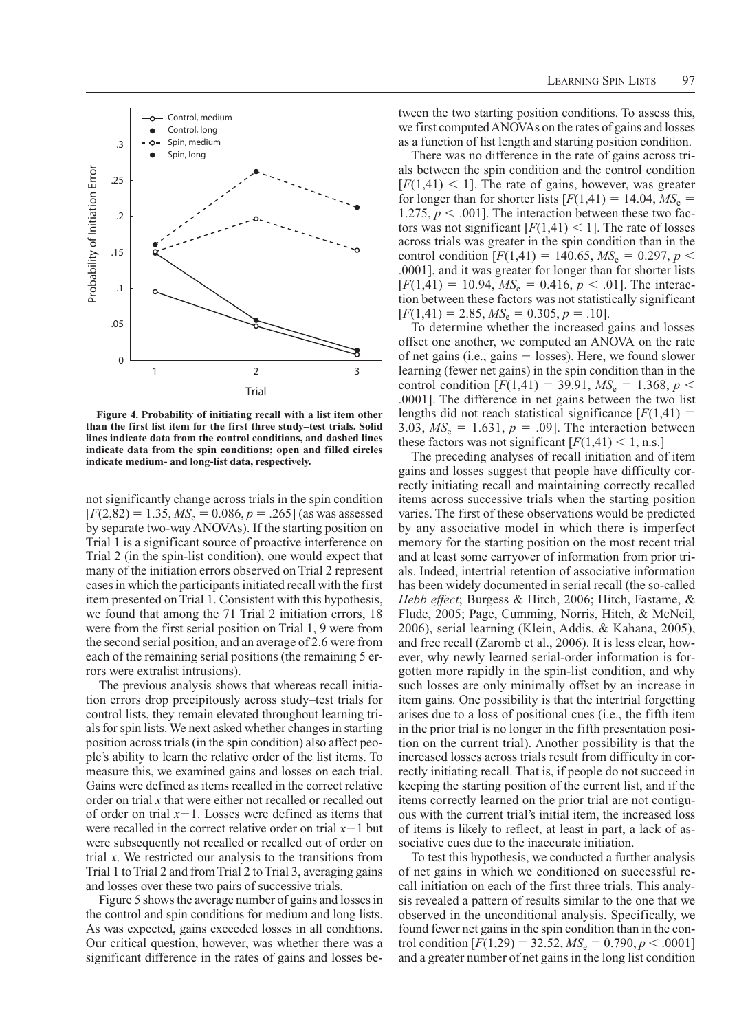**Figure 4. Probability of initiating recall with a list item other than the first list item for the first three study–test trials. Solid lines indicate data from the control conditions, and dashed lines indicate data from the spin conditions; open and filled circles indicate medium- and long-list data, respectively.**

not significantly change across trials in the spin condition [$F(2,82) = 1.35$, $MS_e = 0.086$, $p = .265$] (as was assessed by separate two-way ANOVAs). If the starting position on Trial 1 is a significant source of proactive interference on Trial 2 (in the spin-list condition), one would expect that many of the initiation errors observed on Trial 2 represent cases in which the participants initiated recall with the first item presented on Trial 1. Consistent with this hypothesis, we found that among the 71 Trial 2 initiation errors, 18 were from the first serial position on Trial 1, 9 were from the second serial position, and an average of 2.6 were from each of the remaining serial positions (the remaining 5 errors were extralist intrusions).

The previous analysis shows that whereas recall initiation errors drop precipitously across study–test trials for control lists, they remain elevated throughout learning trials for spin lists. We next asked whether changes in starting position across trials (in the spin condition) also affect people's ability to learn the relative order of the list items. To measure this, we examined gains and losses on each trial. Gains were defined as items recalled in the correct relative order on trial $x$ that were either not recalled or recalled out of order on trial $x-1$. Losses were defined as items that were recalled in the correct relative order on trial $x-1$ but were subsequently not recalled or recalled out of order on trial $x$. We restricted our analysis to the transitions from Trial 1 to Trial 2 and from Trial 2 to Trial 3, averaging gains and losses over these two pairs of successive trials.

Figure 5 shows the average number of gains and losses in the control and spin conditions for medium and long lists. As was expected, gains exceeded losses in all conditions. Our critical question, however, was whether there was a significant difference in the rates of gains and losses between the two starting position conditions. To assess this, we first computed ANOVAs on the rates of gains and losses as a function of list length and starting position condition.

There was no difference in the rate of gains across trials between the spin condition and the control condition [$F(1,41) < 1$]. The rate of gains, however, was greater for longer than for shorter lists [$F(1,41) = 14.04$, $MS_e = 1.275$, $p < .001$]. The interaction between these two factors was not significant [$F(1,41) < 1$]. The rate of losses across trials was greater in the spin condition than in the control condition [$F(1,41) = 140.65$, $MS_e = 0.297$, $p < .0001$], and it was greater for longer than for shorter lists [$F(1,41) = 10.94$, $MS_e = 0.416$, $p < .01$]. The interaction between these factors was not statistically significant [$F(1,41) = 2.85$, $MS_e = 0.305$, $p = .10$].

To determine whether the increased gains and losses offset one another, we computed an ANOVA on the rate of net gains (i.e., gains − losses). Here, we found slower learning (fewer net gains) in the spin condition than in the control condition [$F(1,41) = 39.91$, $MS_e = 1.368$, $p < .0001$]. The difference in net gains between the two list lengths did not reach statistical significance [$F(1,41) = 3.03$, $MS_e = 1.631$, $p = .09$]. The interaction between these factors was not significant [$F(1,41) < 1$, n.s.]

The preceding analyses of recall initiation and of item gains and losses suggest that people have difficulty correctly initiating recall and maintaining correctly recalled items across successive trials when the starting position varies. The first of these observations would be predicted by any associative model in which there is imperfect memory for the starting position on the most recent trial and at least some carryover of information from prior trials. Indeed, intertrial retention of associative information has been widely documented in serial recall (the so-called *Hebb effect*; Burgess & Hitch, 2006; Hitch, Fastame, & Flude, 2005; Page, Cumming, Norris, Hitch, & McNeil, 2006), serial learning (Klein, Addis, & Kahana, 2005), and free recall (Zaromb et al., 2006). It is less clear, however, why newly learned serial-order information is forgotten more rapidly in the spin-list condition, and why such losses are only minimally offset by an increase in item gains. One possibility is that the intertrial forgetting arises due to a loss of positional cues (i.e., the fifth item in the prior trial is no longer in the fifth presentation position on the current trial). Another possibility is that the increased losses across trials result from difficulty in correctly initiating recall. That is, if people do not succeed in keeping the starting position of the current list, and if the items correctly learned on the prior trial are not contiguous with the current trial's initial item, the increased loss of items is likely to reflect, at least in part, a lack of associative cues due to the inaccurate initiation.

To test this hypothesis, we conducted a further analysis of net gains in which we conditioned on successful recall initiation on each of the first three trials. This analysis revealed a pattern of results similar to the one that we observed in the unconditional analysis. Specifically, we found fewer net gains in the spin condition than in the control condition [$F(1,29) = 32.52$, $MS_e = 0.790$, $p < .0001$] and a greater number of net gains in the long list condition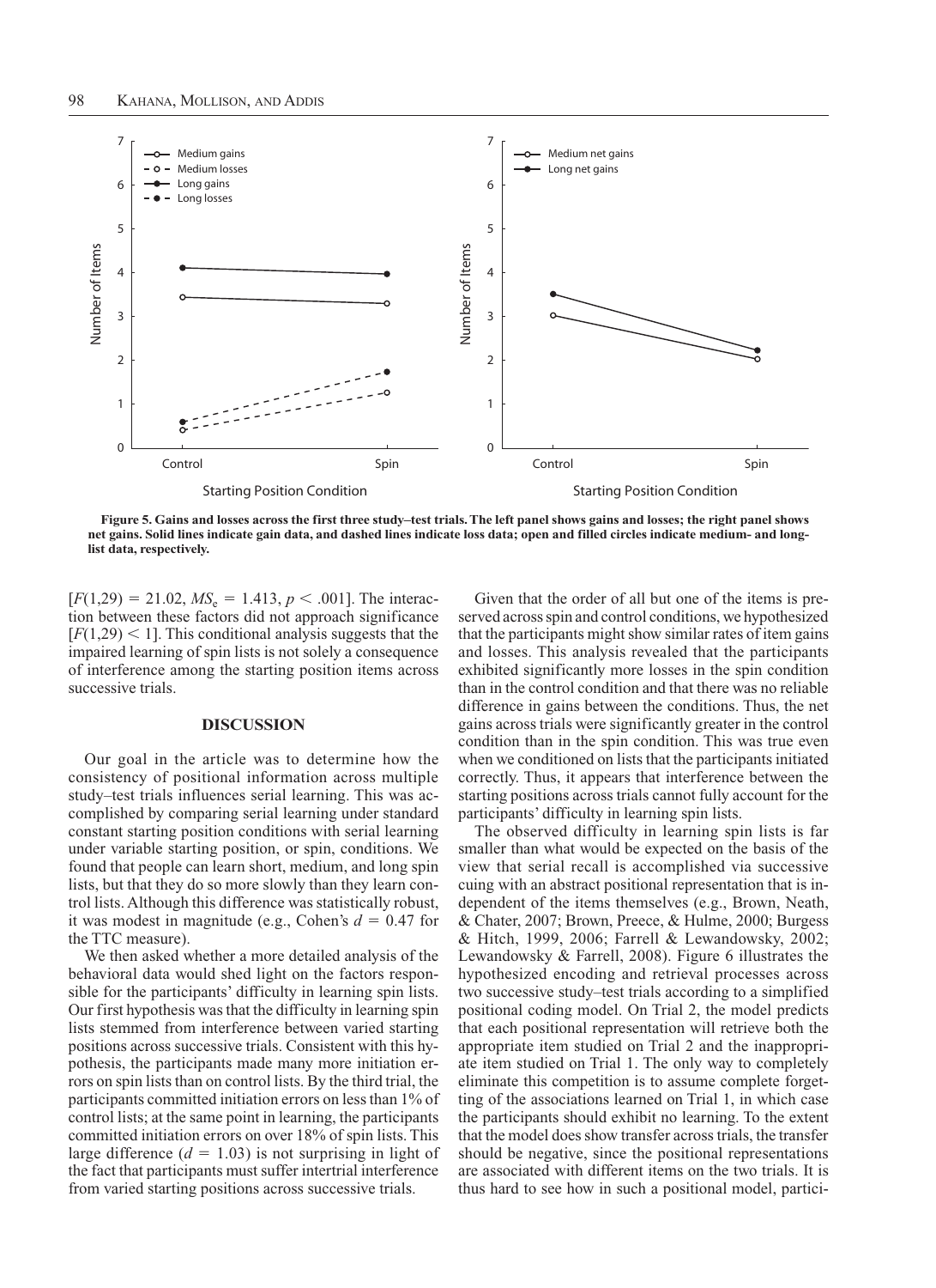Figure 5. Gains and losses across the first three study–test trials. The left panel shows gains and losses; the right panel shows net gains. Solid lines indicate gain data, and dashed lines indicate loss data; open and filled circles indicate medium- and long-list data, respectively.

[$F(1,29) = 21.02$, $MS_e = 1.413$, $p < .001$]. The interaction between these factors did not approach significance [$F(1,29) < 1$]. This conditional analysis suggests that the impaired learning of spin lists is not solely a consequence of interference among the starting position items across successive trials.

## DISCUSSION

Our goal in the article was to determine how the consistency of positional information across multiple study–test trials influences serial learning. This was accomplished by comparing serial learning under standard constant starting position conditions with serial learning under variable starting position, or spin, conditions. We found that people can learn short, medium, and long spin lists, but that they do so more slowly than they learn control lists. Although this difference was statistically robust, it was modest in magnitude (e.g., Cohen's $d = 0.47$ for the TTC measure).

We then asked whether a more detailed analysis of the behavioral data would shed light on the factors responsible for the participants' difficulty in learning spin lists. Our first hypothesis was that the difficulty in learning spin lists stemmed from interference between varied starting positions across successive trials. Consistent with this hypothesis, the participants made many more initiation errors on spin lists than on control lists. By the third trial, the participants committed initiation errors on less than 1% of control lists; at the same point in learning, the participants committed initiation errors on over 18% of spin lists. This large difference ($d = 1.03$) is not surprising in light of the fact that participants must suffer intertrial interference from varied starting positions across successive trials.

Given that the order of all but one of the items is preserved across spin and control conditions, we hypothesized that the participants might show similar rates of item gains and losses. This analysis revealed that the participants exhibited significantly more losses in the spin condition than in the control condition and that there was no reliable difference in gains between the conditions. Thus, the net gains across trials were significantly greater in the control condition than in the spin condition. This was true even when we conditioned on lists that the participants initiated correctly. Thus, it appears that interference between the starting positions across trials cannot fully account for the participants' difficulty in learning spin lists.

The observed difficulty in learning spin lists is far smaller than what would be expected on the basis of the view that serial recall is accomplished via successive cuing with an abstract positional representation that is independent of the items themselves (e.g., Brown, Neath, & Chater, 2007; Brown, Preece, & Hulme, 2000; Burgess & Hitch, 1999, 2006; Farrell & Lewandowsky, 2002; Lewandowsky & Farrell, 2008). Figure 6 illustrates the hypothesized encoding and retrieval processes across two successive study–test trials according to a simplified positional coding model. On Trial 2, the model predicts that each positional representation will retrieve both the appropriate item studied on Trial 2 and the inappropriate item studied on Trial 1. The only way to completely eliminate this competition is to assume complete forgetting of the associations learned on Trial 1, in which case the participants should exhibit no learning. To the extent that the model does show transfer across trials, the transfer should be negative, since the positional representations are associated with different items on the two trials. It is thus hard to see how in such a positional model, partici-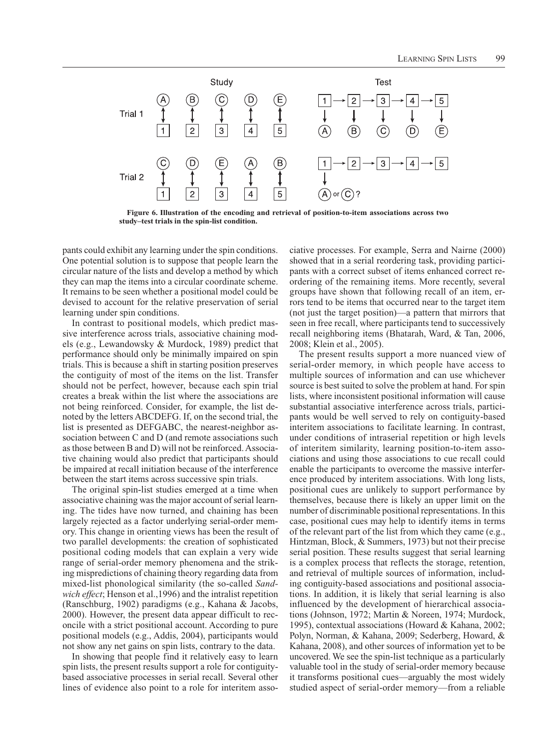Figure 6. Illustration of the encoding and retrieval of position-to-item associations across two study–test trials in the spin-list condition.

pants could exhibit any learning under the spin conditions. One potential solution is to suppose that people learn the circular nature of the lists and develop a method by which they can map the items into a circular coordinate scheme. It remains to be seen whether a positional model could be devised to account for the relative preservation of serial learning under spin conditions.

In contrast to positional models, which predict massive interference across trials, associative chaining models (e.g., Lewandowsky & Murdock, 1989) predict that performance should only be minimally impaired on spin trials. This is because a shift in starting position preserves the contiguity of most of the items on the list. Transfer should not be perfect, however, because each spin trial creates a break within the list where the associations are not being reinforced. Consider, for example, the list denoted by the letters ABCDEFG. If, on the second trial, the list is presented as DEFGABC, the nearest-neighbor association between C and D (and remote associations such as those between B and D) will not be reinforced. Associative chaining would also predict that participants should be impaired at recall initiation because of the interference between the start items across successive spin trials.

The original spin-list studies emerged at a time when associative chaining was the major account of serial learning. The tides have now turned, and chaining has been largely rejected as a factor underlying serial-order memory. This change in orienting views has been the result of two parallel developments: the creation of sophisticated positional coding models that can explain a very wide range of serial-order memory phenomena and the striking mispredictions of chaining theory regarding data from mixed-list phonological similarity (the so-called *Sandwich effect*; Henson et al.,1996) and the intralist repetition (Ranschburg, 1902) paradigms (e.g., Kahana & Jacobs, 2000). However, the present data appear difficult to reconcile with a strict positional account. According to pure positional models (e.g., Addis, 2004), participants would not show any net gains on spin lists, contrary to the data.

In showing that people find it relatively easy to learn spin lists, the present results support a role for contiguity-based associative processes in serial recall. Several other lines of evidence also point to a role for interitem associative processes. For example, Serra and Nairne (2000) showed that in a serial reordering task, providing participants with a correct subset of items enhanced correct reordering of the remaining items. More recently, several groups have shown that following recall of an item, errors tend to be items that occurred near to the target item (not just the target position)—a pattern that mirrors that seen in free recall, where participants tend to successively recall neighboring items (Bhatarah, Ward, & Tan, 2006, 2008; Klein et al., 2005).

The present results support a more nuanced view of serial-order memory, in which people have access to multiple sources of information and can use whichever source is best suited to solve the problem at hand. For spin lists, where inconsistent positional information will cause substantial associative interference across trials, participants would be well served to rely on contiguity-based interitem associations to facilitate learning. In contrast, under conditions of intraserial repetition or high levels of interitem similarity, learning position-to-item associations and using those associations to cue recall could enable the participants to overcome the massive interference produced by interitem associations. With long lists, positional cues are unlikely to support performance by themselves, because there is likely an upper limit on the number of discriminable positional representations. In this case, positional cues may help to identify items in terms of the relevant part of the list from which they came (e.g., Hintzman, Block, & Summers, 1973) but not their precise serial position. These results suggest that serial learning is a complex process that reflects the storage, retention, and retrieval of multiple sources of information, including contiguity-based associations and positional associations. In addition, it is likely that serial learning is also influenced by the development of hierarchical associations (Johnson, 1972; Martin & Noreen, 1974; Murdock, 1995), contextual associations (Howard & Kahana, 2002; Polyn, Norman, & Kahana, 2009; Sederberg, Howard, & Kahana, 2008), and other sources of information yet to be uncovered. We see the spin-list technique as a particularly valuable tool in the study of serial-order memory because it transforms positional cues—arguably the most widely studied aspect of serial-order memory—from a reliable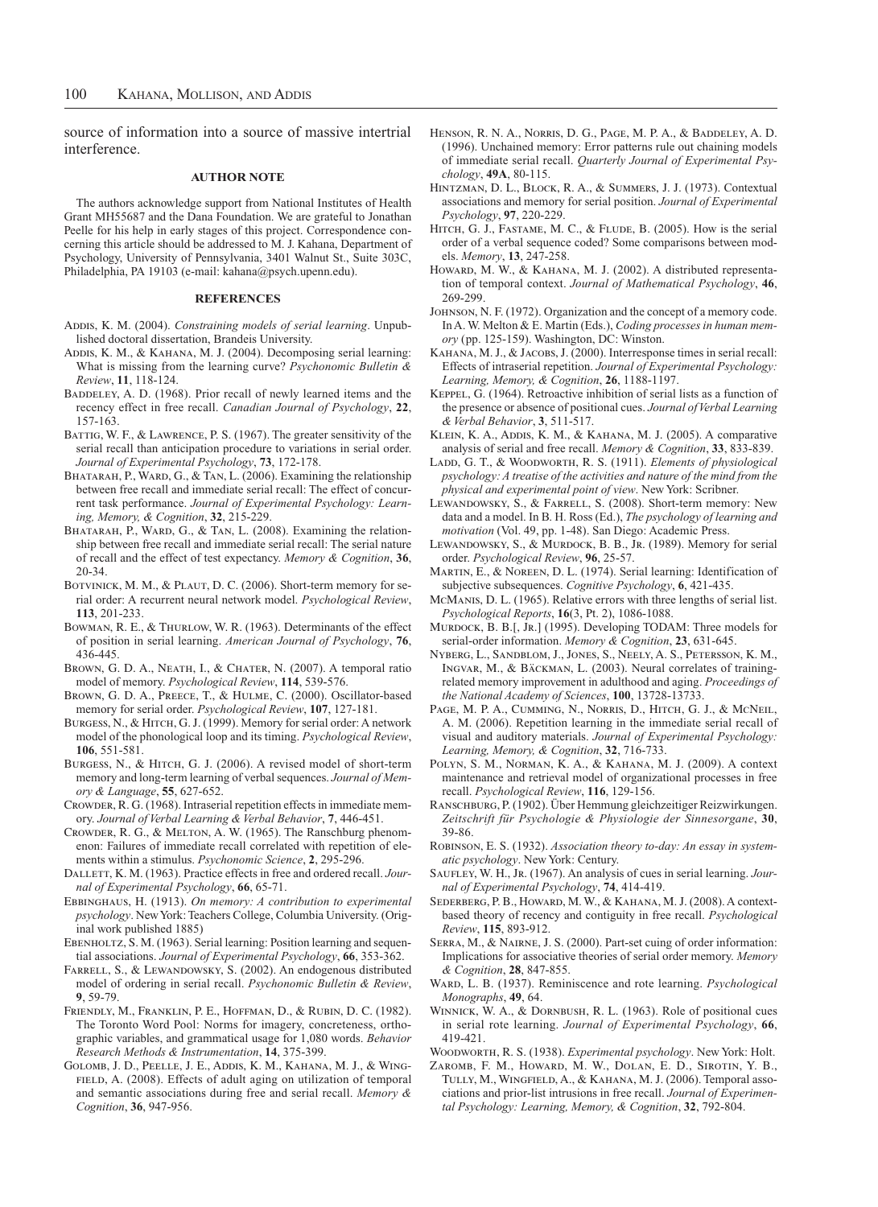source of information into a source of massive intertrial interference.

## AUTHOR NOTE

The authors acknowledge support from National Institutes of Health Grant MH55687 and the Dana Foundation. We are grateful to Jonathan Peelle for his help in early stages of this project. Correspondence concerning this article should be addressed to M. J. Kahana, Department of Psychology, University of Pennsylvania, 3401 Walnut St., Suite 303C, Philadelphia, PA 19103 (e-mail: kahana@psych.upenn.edu).

## REFERENCES

Addis, K. M. (2004). *Constraining models of serial learning*. Unpublished doctoral dissertation, Brandeis University.

Addis, K. M., & Kahana, M. J. (2004). Decomposing serial learning: What is missing from the learning curve? *Psychonomic Bulletin & Review*, **11**, 118-124.

Baddeley, A. D. (1968). Prior recall of newly learned items and the recency effect in free recall. *Canadian Journal of Psychology*, **22**, 157-163.

Battig, W. F., & Lawrence, P. S. (1967). The greater sensitivity of the serial recall than anticipation procedure to variations in serial order. *Journal of Experimental Psychology*, **73**, 172-178.

Bhatarah, P., Ward, G., & Tan, L. (2006). Examining the relationship between free recall and immediate serial recall: The effect of concurrent task performance. *Journal of Experimental Psychology: Learning, Memory, & Cognition*, **32**, 215-229.

Bhatarah, P., Ward, G., & Tan, L. (2008). Examining the relationship between free recall and immediate serial recall: The serial nature of recall and the effect of test expectancy. *Memory & Cognition*, **36**, 20-34.

Botvinick, M. M., & Plaut, D. C. (2006). Short-term memory for serial order: A recurrent neural network model. *Psychological Review*, **113**, 201-233.

Bowman, R. E., & Thurlow, W. R. (1963). Determinants of the effect of position in serial learning. *American Journal of Psychology*, **76**, 436-445.

Brown, G. D. A., Neath, I., & Chater, N. (2007). A temporal ratio model of memory. *Psychological Review*, **114**, 539-576.

Brown, G. D. A., Preece, T., & Hulme, C. (2000). Oscillator-based memory for serial order. *Psychological Review*, **107**, 127-181.

Burgess, N., & Hitch, G. J. (1999). Memory for serial order: A network model of the phonological loop and its timing. *Psychological Review*, **106**, 551-581.

Burgess, N., & Hitch, G. J. (2006). A revised model of short-term memory and long-term learning of verbal sequences. *Journal of Memory & Language*, **55**, 627-652.

Crowder, R. G. (1968). Intraserial repetition effects in immediate memory. *Journal of Verbal Learning & Verbal Behavior*, **7**, 446-451.

Crowder, R. G., & Melton, A. W. (1965). The Ranschburg phenomenon: Failures of immediate recall correlated with repetition of elements within a stimulus. *Psychonomic Science*, **2**, 295-296.

Dallett, K. M. (1963). Practice effects in free and ordered recall. *Journal of Experimental Psychology*, **66**, 65-71.

Ebbinghaus, H. (1913). *On memory: A contribution to experimental psychology*. New York: Teachers College, Columbia University. (Original work published 1885)

Ebenholtz, S. M. (1963). Serial learning: Position learning and sequential associations. *Journal of Experimental Psychology*, **66**, 353-362.

Farrell, S., & Lewandowsky, S. (2002). An endogenous distributed model of ordering in serial recall. *Psychonomic Bulletin & Review*, **9**, 59-79.

Friendly, M., Franklin, P. E., Hoffman, D., & Rubin, D. C. (1982). The Toronto Word Pool: Norms for imagery, concreteness, orthographic variables, and grammatical usage for 1,080 words. *Behavior Research Methods & Instrumentation*, **14**, 375-399.

Golomb, J. D., Peelle, J. E., Addis, K. M., Kahana, M. J., & Wingfield, A. (2008). Effects of adult aging on utilization of temporal and semantic associations during free and serial recall. *Memory & Cognition*, **36**, 947-956.

Henson, R. N. A., Norris, D. G., Page, M. P. A., & Baddeley, A. D. (1996). Unchained memory: Error patterns rule out chaining models of immediate serial recall. *Quarterly Journal of Experimental Psychology*, **49A**, 80-115.

Hintzman, D. L., Block, R. A., & Summers, J. J. (1973). Contextual associations and memory for serial position. *Journal of Experimental Psychology*, **97**, 220-229.

Hitch, G. J., Fastame, M. C., & Flude, B. (2005). How is the serial order of a verbal sequence coded? Some comparisons between models. *Memory*, **13**, 247-258.

Howard, M. W., & Kahana, M. J. (2002). A distributed representation of temporal context. *Journal of Mathematical Psychology*, **46**, 269-299.

Johnson, N. F. (1972). Organization and the concept of a memory code. In A. W. Melton & E. Martin (Eds.), *Coding processes in human memory* (pp. 125-159). Washington, DC: Winston.

Kahana, M. J., & Jacobs, J. (2000). Interresponse times in serial recall: Effects of intraserial repetition. *Journal of Experimental Psychology: Learning, Memory, & Cognition*, **26**, 1188-1197.

Keppel, G. (1964). Retroactive inhibition of serial lists as a function of the presence or absence of positional cues. *Journal of Verbal Learning & Verbal Behavior*, **3**, 511-517.

Klein, K. A., Addis, K. M., & Kahana, M. J. (2005). A comparative analysis of serial and free recall. *Memory & Cognition*, **33**, 833-839.

Ladd, G. T., & Woodworth, R. S. (1911). *Elements of physiological psychology: A treatise of the activities and nature of the mind from the physical and experimental point of view*. New York: Scribner.

Lewandowsky, S., & Farrell, S. (2008). Short-term memory: New data and a model. In B. H. Ross (Ed.), *The psychology of learning and motivation* (Vol. 49, pp. 1-48). San Diego: Academic Press.

Lewandowsky, S., & Murdock, B. B., Jr. (1989). Memory for serial order. *Psychological Review*, **96**, 25-57.

Martin, E., & Noreen, D. L. (1974). Serial learning: Identification of subjective subsequences. *Cognitive Psychology*, **6**, 421-435.

McManis, D. L. (1965). Relative errors with three lengths of serial list. *Psychological Reports*, **16**(3, Pt. 2), 1086-1088.

Murdock, B. B.[, Jr.] (1995). Developing TODAM: Three models for serial-order information. *Memory & Cognition*, **23**, 631-645.

Nyberg, L., Sandblom, J., Jones, S., Neely, A. S., Petersson, K. M., Ingvar, M., & Bäckman, L. (2003). Neural correlates of training-related memory improvement in adulthood and aging. *Proceedings of the National Academy of Sciences*, **100**, 13728-13733.

Page, M. P. A., Cumming, N., Norris, D., Hitch, G. J., & McNeil, A. M. (2006). Repetition learning in the immediate serial recall of visual and auditory materials. *Journal of Experimental Psychology: Learning, Memory, & Cognition*, **32**, 716-733.

Polyn, S. M., Norman, K. A., & Kahana, M. J. (2009). A context maintenance and retrieval model of organizational processes in free recall. *Psychological Review*, **116**, 129-156.

Ranschburg, P. (1902). Über Hemmung gleichzeitiger Reizwirkungen. *Zeitschrift für Psychologie & Physiologie der Sinnesorgane*, **30**, 39-86.

Robinson, E. S. (1932). *Association theory to-day: An essay in systematic psychology*. New York: Century.

Saufley, W. H., Jr. (1967). An analysis of cues in serial learning. *Journal of Experimental Psychology*, **74**, 414-419.

Sederberg, P. B., Howard, M. W., & Kahana, M. J. (2008). A context-based theory of recency and contiguity in free recall. *Psychological Review*, **115**, 893-912.

Serra, M., & Nairne, J. S. (2000). Part-set cuing of order information: Implications for associative theories of serial order memory. *Memory & Cognition*, **28**, 847-855.

Ward, L. B. (1937). Reminiscence and rote learning. *Psychological Monographs*, **49**, 64.

Winnick, W. A., & Dornbush, R. L. (1963). Role of positional cues in serial rote learning. *Journal of Experimental Psychology*, **66**, 419-421.

Woodworth, R. S. (1938). *Experimental psychology*. New York: Holt.

Zaromb, F. M., Howard, M. W., Dolan, E. D., Sirotin, Y. B., Tully, M., Wingfield, A., & Kahana, M. J. (2006). Temporal associations and prior-list intrusions in free recall. *Journal of Experimental Psychology: Learning, Memory, & Cognition*, **32**, 792-804.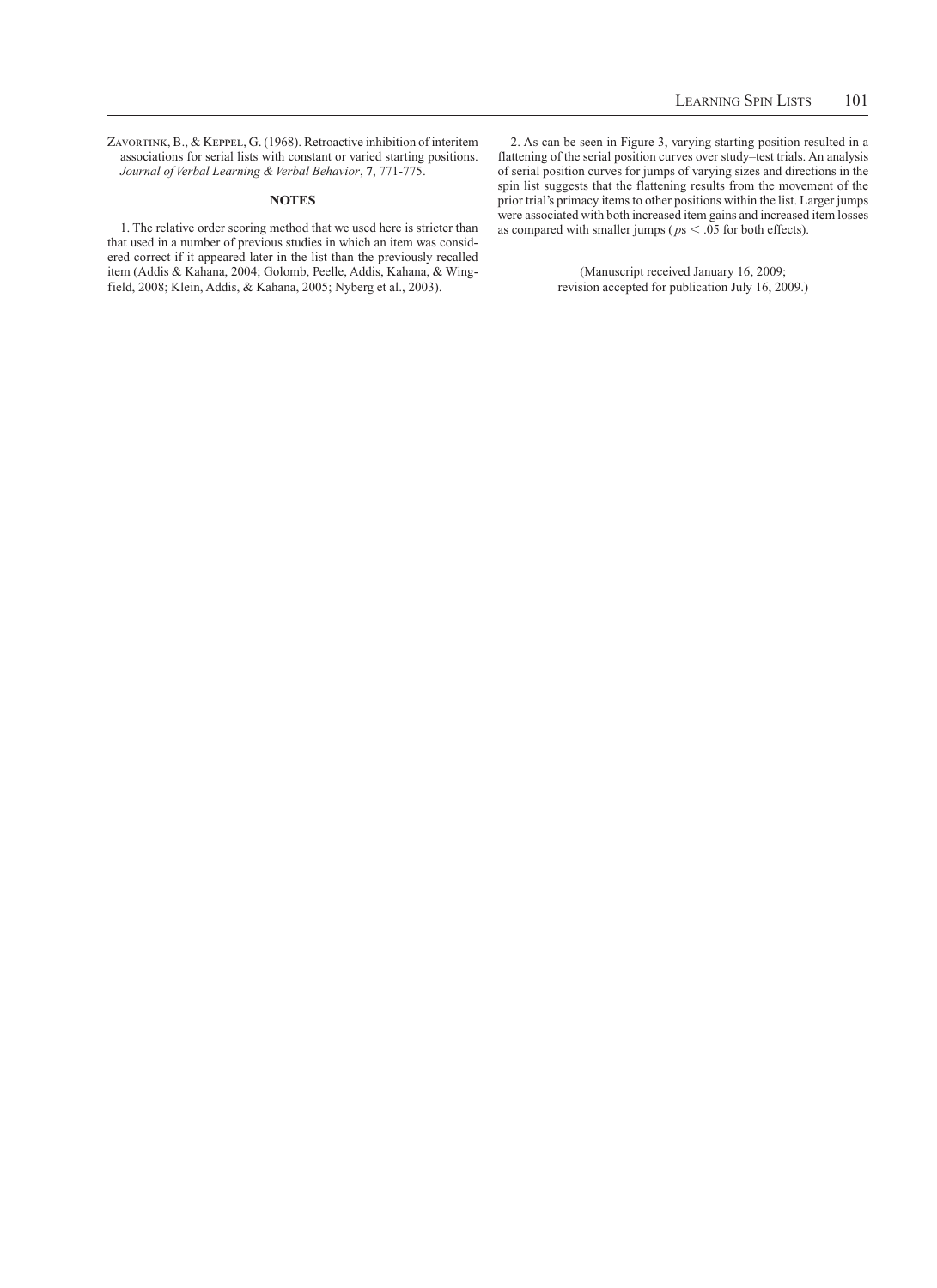Zavortink, B., & Keppel, G. (1968). Retroactive inhibition of interitem associations for serial lists with constant or varied starting positions. *Journal of Verbal Learning & Verbal Behavior*, **7**, 771-775.

## NOTES

1. The relative order scoring method that we used here is stricter than that used in a number of previous studies in which an item was considered correct if it appeared later in the list than the previously recalled item (Addis & Kahana, 2004; Golomb, Peelle, Addis, Kahana, & Wingfield, 2008; Klein, Addis, & Kahana, 2005; Nyberg et al., 2003).

2. As can be seen in Figure 3, varying starting position resulted in a flattening of the serial position curves over study–test trials. An analysis of serial position curves for jumps of varying sizes and directions in the spin list suggests that the flattening results from the movement of the prior trial's primacy items to other positions within the list. Larger jumps were associated with both increased item gains and increased item losses as compared with smaller jumps ($p$s $< .05$ for both effects).

(Manuscript received January 16, 2009;
revision accepted for publication July 16, 2009.)